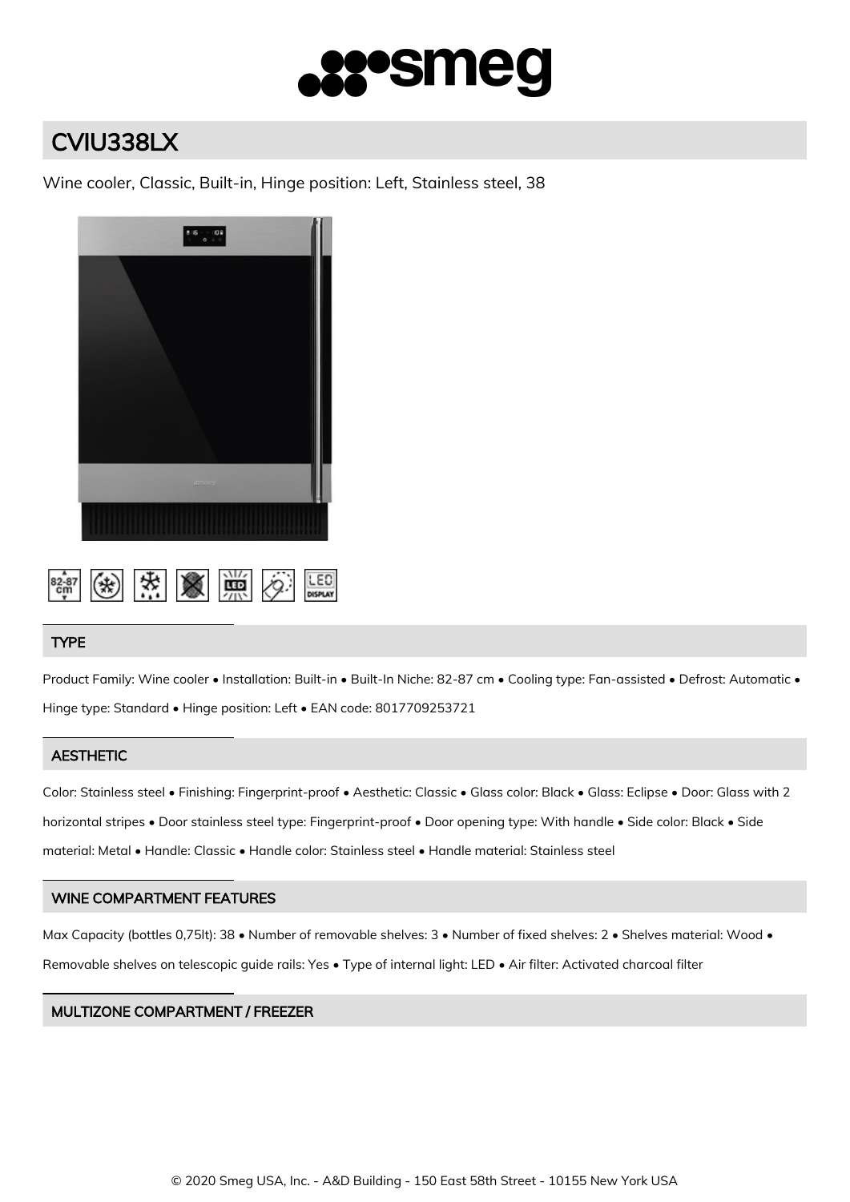# CVIU338LX

Wine cooler, Classic, Built-in, Hinge position: Left, Stainless steel, 38

## TYPE

Product Family: Wine cooler • Installation: Built-in • Built-In Niche: 82-87 cm • Cooling type: Fan-assisted • Defrost: Automatic • Hinge type: Standard • Hinge position: Left • EAN code: 8017709253721

## AESTHETIC

Color: Stainless steel • Finishing: Fingerprint-proof • Aesthetic: Classic • Glass color: Black • Glass: Eclipse • Door: Glass with 2 horizontal stripes • Door stainless steel type: Fingerprint-proof • Door opening type: With handle • Side color: Black • Side material: Metal • Handle: Classic • Handle color: Stainless steel • Handle material: Stainless steel

## WINE COMPARTMENT FEATURES

Max Capacity (bottles 0,75lt): 38 • Number of removable shelves: 3 • Number of fixed shelves: 2 • Shelves material: Wood • Removable shelves on telescopic guide rails: Yes • Type of internal light: LED • Air filter: Activated charcoal filter

## MULTIZONE COMPARTMENT / FREEZER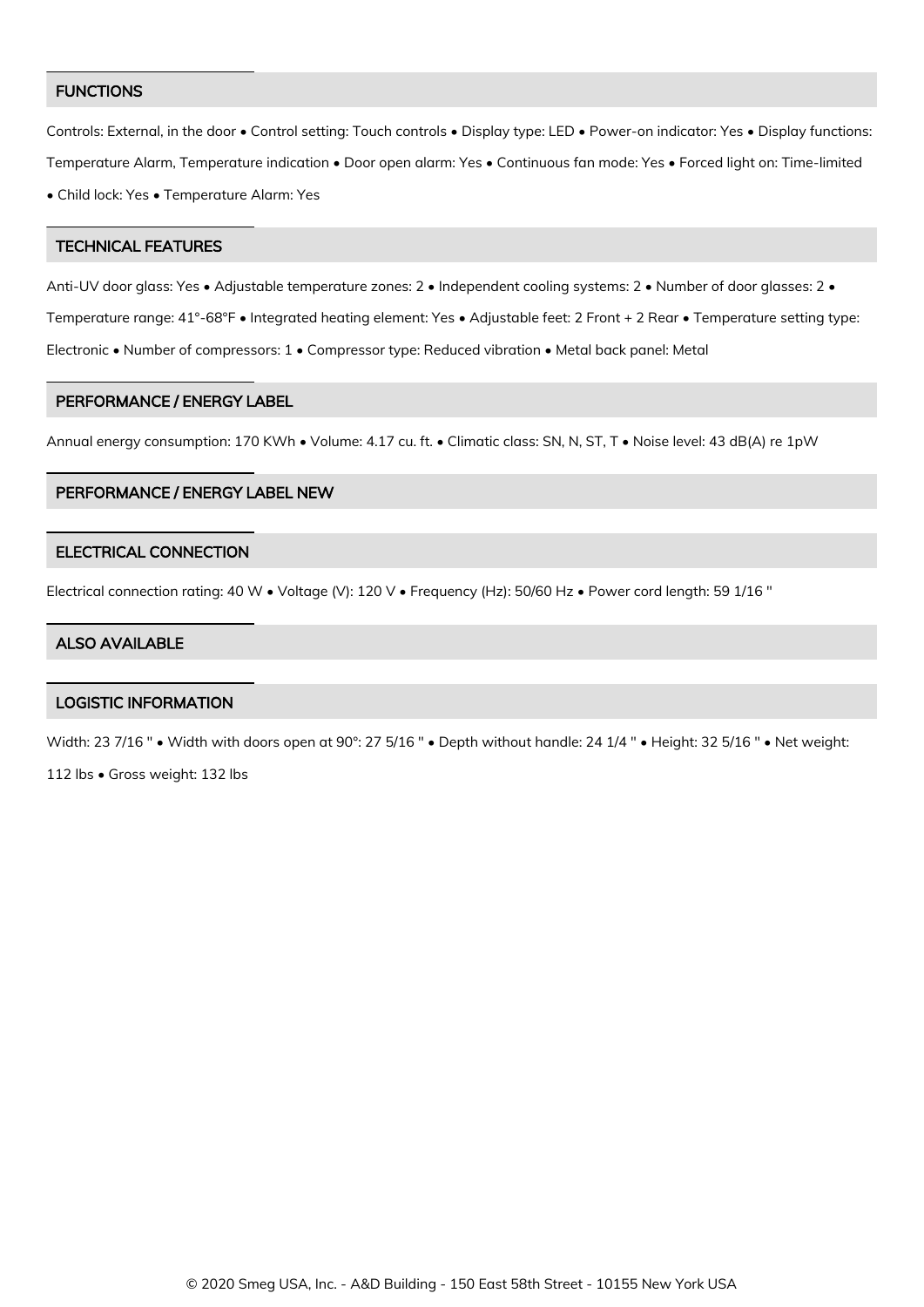## FUNCTIONS

Controls: External, in the door • Control setting: Touch controls • Display type: LED • Power-on indicator: Yes • Display functions: Temperature Alarm, Temperature indication • Door open alarm: Yes • Continuous fan mode: Yes • Forced light on: Time-limited • Child lock: Yes • Temperature Alarm: Yes

## TECHNICAL FEATURES

Anti-UV door glass: Yes • Adjustable temperature zones: 2 • Independent cooling systems: 2 • Number of door glasses: 2 • Temperature range: 41°-68°F • Integrated heating element: Yes • Adjustable feet: 2 Front + 2 Rear • Temperature setting type: Electronic • Number of compressors: 1 • Compressor type: Reduced vibration • Metal back panel: Metal

## PERFORMANCE / ENERGY LABEL

Annual energy consumption: 170 KWh • Volume: 4.17 cu. ft. • Climatic class: SN, N, ST, T • Noise level: 43 dB(A) re 1pW

## PERFORMANCE / ENERGY LABEL NEW

## ELECTRICAL CONNECTION

Electrical connection rating: 40 W • Voltage (V): 120 V • Frequency (Hz): 50/60 Hz • Power cord length: 59 1/16 "

## ALSO AVAILABLE

## LOGISTIC INFORMATION

Width: 23 7/16 " • Width with doors open at 90°: 27 5/16 " • Depth without handle: 24 1/4 " • Height: 32 5/16 " • Net weight: 112 lbs • Gross weight: 132 lbs

© 2020 Smeg USA, Inc. - A&D Building - 150 East 58th Street - 10155 New York USA